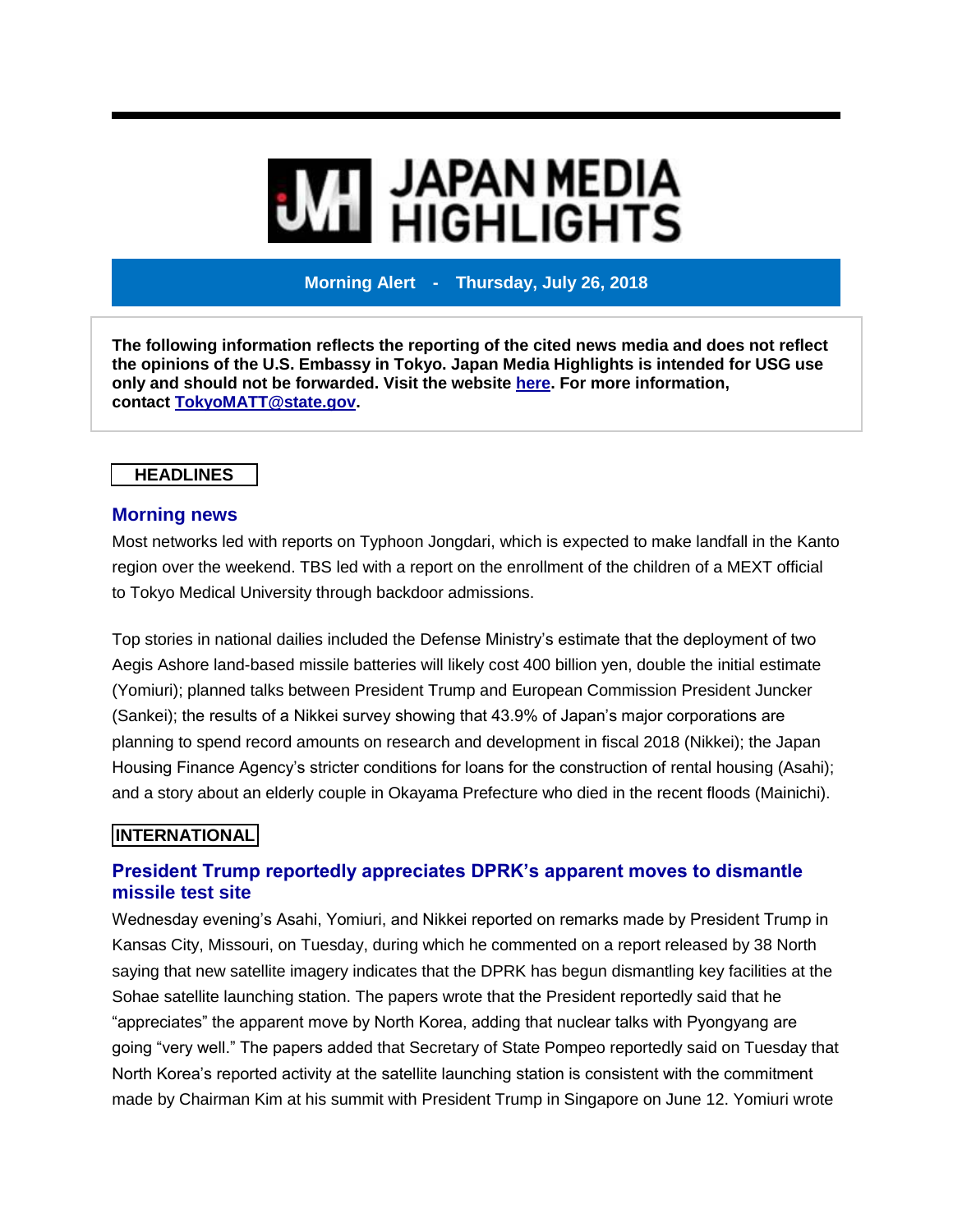# JAPAN MEDIA HIGHLIGHTS

**Morning Alert - Thursday, July 26, 2018**

**The following information reflects the reporting of the cited news media and does not reflect the opinions of the U.S. Embassy in Tokyo. Japan Media Highlights is intended for USG use only and should not be forwarded. Visit the website [here](). For more information, contact [TokyoMATT@state.gov](mailto:TokyoMATT@state.gov).**

## HEADLINES

### Morning news

Most networks led with reports on Typhoon Jongdari, which is expected to make landfall in the Kanto region over the weekend. TBS led with a report on the enrollment of the children of a MEXT official to Tokyo Medical University through backdoor admissions.

Top stories in national dailies included the Defense Ministry's estimate that the deployment of two Aegis Ashore land-based missile batteries will likely cost 400 billion yen, double the initial estimate (Yomiuri); planned talks between President Trump and European Commission President Juncker (Sankei); the results of a Nikkei survey showing that 43.9% of Japan's major corporations are planning to spend record amounts on research and development in fiscal 2018 (Nikkei); the Japan Housing Finance Agency's stricter conditions for loans for the construction of rental housing (Asahi); and a story about an elderly couple in Okayama Prefecture who died in the recent floods (Mainichi).

## INTERNATIONAL

### President Trump reportedly appreciates DPRK's apparent moves to dismantle missile test site

Wednesday evening's Asahi, Yomiuri, and Nikkei reported on remarks made by President Trump in Kansas City, Missouri, on Tuesday, during which he commented on a report released by 38 North saying that new satellite imagery indicates that the DPRK has begun dismantling key facilities at the Sohae satellite launching station. The papers wrote that the President reportedly said that he "appreciates" the apparent move by North Korea, adding that nuclear talks with Pyongyang are going "very well." The papers added that Secretary of State Pompeo reportedly said on Tuesday that North Korea's reported activity at the satellite launching station is consistent with the commitment made by Chairman Kim at his summit with President Trump in Singapore on June 12. Yomiuri wrote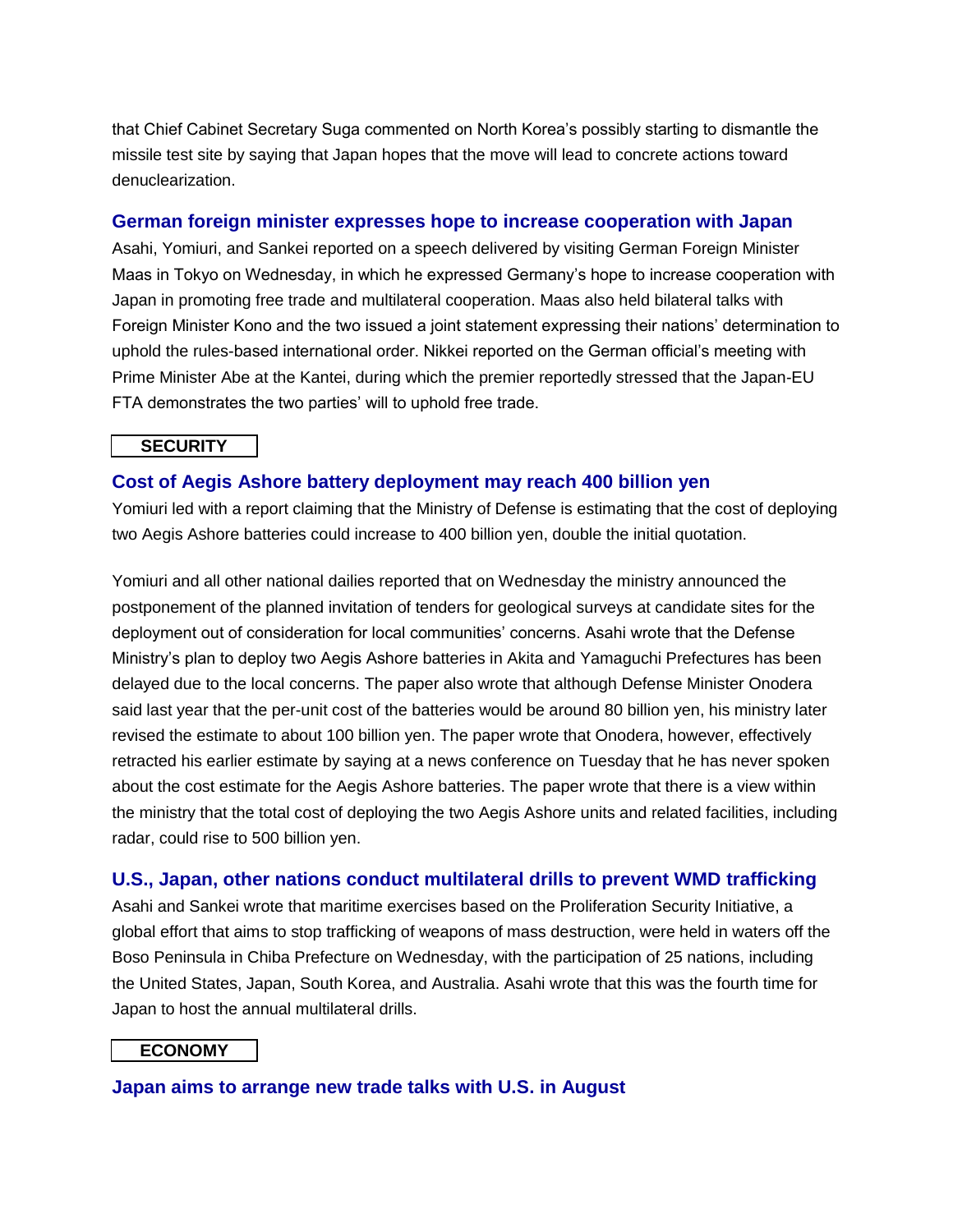that Chief Cabinet Secretary Suga commented on North Korea's possibly starting to dismantle the missile test site by saying that Japan hopes that the move will lead to concrete actions toward denuclearization.

### German foreign minister expresses hope to increase cooperation with Japan

Asahi, Yomiuri, and Sankei reported on a speech delivered by visiting German Foreign Minister Maas in Tokyo on Wednesday, in which he expressed Germany's hope to increase cooperation with Japan in promoting free trade and multilateral cooperation. Maas also held bilateral talks with Foreign Minister Kono and the two issued a joint statement expressing their nations' determination to uphold the rules-based international order. Nikkei reported on the German official's meeting with Prime Minister Abe at the Kantei, during which the premier reportedly stressed that the Japan-EU FTA demonstrates the two parties' will to uphold free trade.

## SECURITY

### Cost of Aegis Ashore battery deployment may reach 400 billion yen

Yomiuri led with a report claiming that the Ministry of Defense is estimating that the cost of deploying two Aegis Ashore batteries could increase to 400 billion yen, double the initial quotation.

Yomiuri and all other national dailies reported that on Wednesday the ministry announced the postponement of the planned invitation of tenders for geological surveys at candidate sites for the deployment out of consideration for local communities' concerns. Asahi wrote that the Defense Ministry's plan to deploy two Aegis Ashore batteries in Akita and Yamaguchi Prefectures has been delayed due to the local concerns. The paper also wrote that although Defense Minister Onodera said last year that the per-unit cost of the batteries would be around 80 billion yen, his ministry later revised the estimate to about 100 billion yen. The paper wrote that Onodera, however, effectively retracted his earlier estimate by saying at a news conference on Tuesday that he has never spoken about the cost estimate for the Aegis Ashore batteries. The paper wrote that there is a view within the ministry that the total cost of deploying the two Aegis Ashore units and related facilities, including radar, could rise to 500 billion yen.

### U.S., Japan, other nations conduct multilateral drills to prevent WMD trafficking

Asahi and Sankei wrote that maritime exercises based on the Proliferation Security Initiative, a global effort that aims to stop trafficking of weapons of mass destruction, were held in waters off the Boso Peninsula in Chiba Prefecture on Wednesday, with the participation of 25 nations, including the United States, Japan, South Korea, and Australia. Asahi wrote that this was the fourth time for Japan to host the annual multilateral drills.

## ECONOMY

### Japan aims to arrange new trade talks with U.S. in August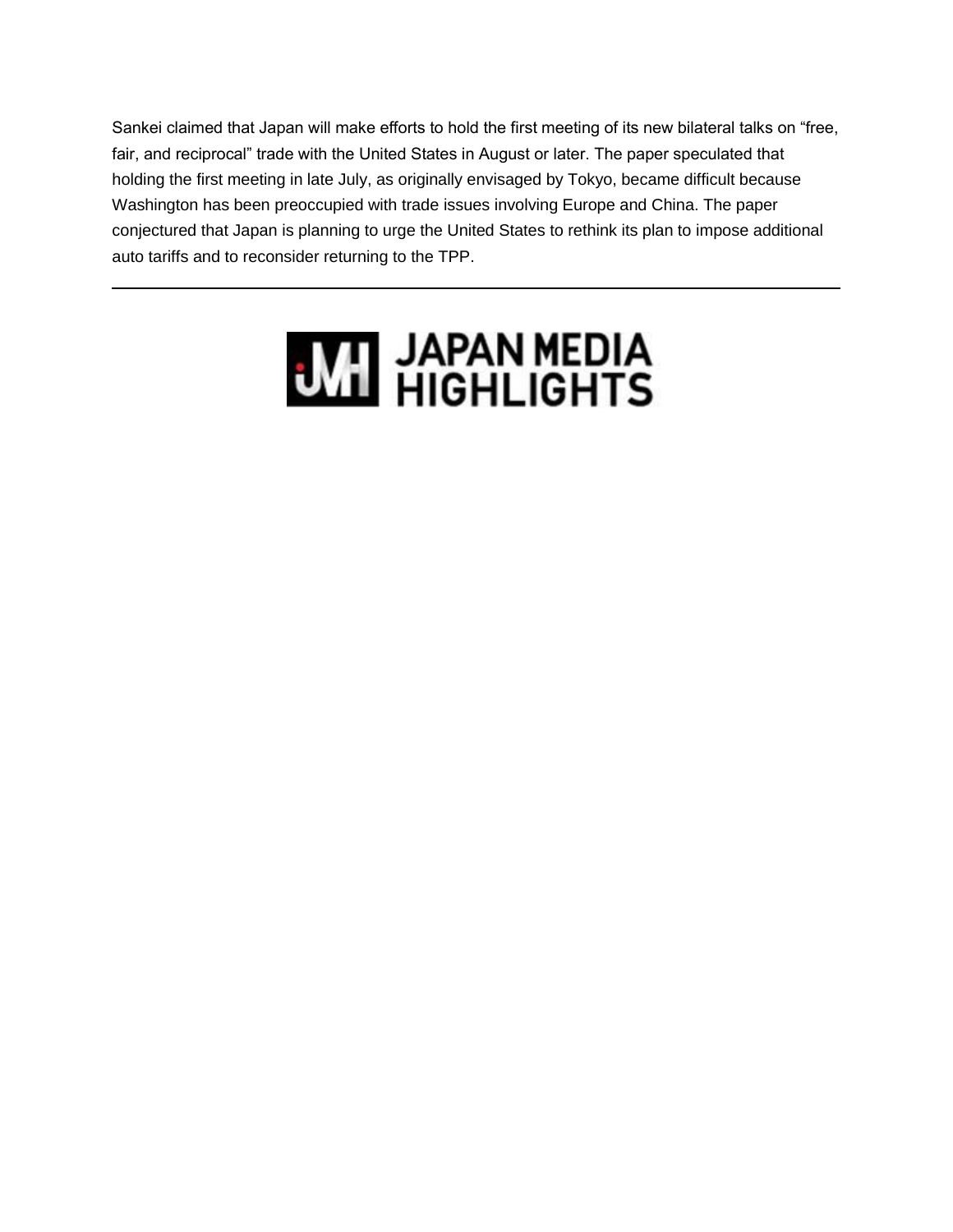Sankei claimed that Japan will make efforts to hold the first meeting of its new bilateral talks on "free, fair, and reciprocal" trade with the United States in August or later. The paper speculated that holding the first meeting in late July, as originally envisaged by Tokyo, became difficult because Washington has been preoccupied with trade issues involving Europe and China. The paper conjectured that Japan is planning to urge the United States to rethink its plan to impose additional auto tariffs and to reconsider returning to the TPP.

---

JAPAN MEDIA HIGHLIGHTS